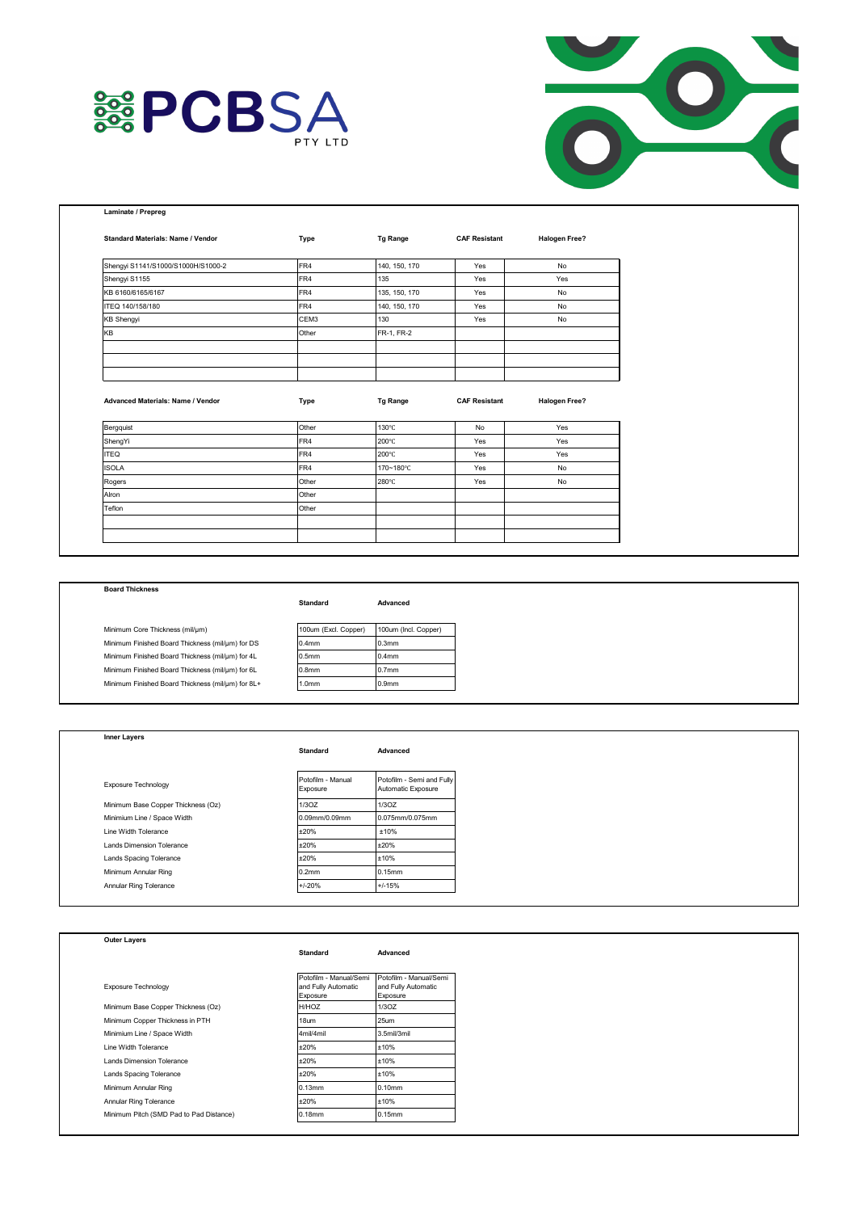# PCBSA PTY LTD

## Laminate / Prepreg

| Standard Materials: Name / Vendor | Type | Tg Range | CAF Resistant | Halogen Free? |
|---|---|---|---|---|
| Shengyi S1141/S1000/S1000H/S1000-2 | FR4 | 140, 150, 170 | Yes | No |
| Shengyi S1155 | FR4 | 135 | Yes | Yes |
| KB 6160/6165/6167 | FR4 | 135, 150, 170 | Yes | No |
| ITEQ 140/158/180 | FR4 | 140, 150, 170 | Yes | No |
| KB Shengyi | CEM3 | 130 | Yes | No |
| KB | Other | FR-1, FR-2 | | |
| | | | | |
| | | | | |
| | | | | |

| Advanced Materials: Name / Vendor | Type | Tg Range | CAF Resistant | Halogen Free? |
|---|---|---|---|---|
| Bergquist | Other | 130℃ | No | Yes |
| ShengYi | FR4 | 200℃ | Yes | Yes |
| ITEQ | FR4 | 200℃ | Yes | Yes |
| ISOLA | FR4 | 170~180℃ | Yes | No |
| Rogers | Other | 280℃ | Yes | No |
| Alron | Other | | | |
| Teflon | Other | | | |
| | | | | |
| | | | | |

## Board Thickness

| | Standard | Advanced |
|---|---|---|
| Minimum Core Thickness (mil/μm) | 100um (Excl. Copper) | 100um (Incl. Copper) |
| Minimum Finished Board Thickness (mil/μm) for DS | 0.4mm | 0.3mm |
| Minimum Finished Board Thickness (mil/μm) for 4L | 0.5mm | 0.4mm |
| Minimum Finished Board Thickness (mil/μm) for 6L | 0.8mm | 0.7mm |
| Minimum Finished Board Thickness (mil/μm) for 8L+ | 1.0mm | 0.9mm |

## Inner Layers

| | Standard | Advanced |
|---|---|---|
| Exposure Technology | Potofilm - Manual Exposure | Potofilm - Semi and Fully Automatic Exposure |
| Minimum Base Copper Thickness (Oz) | 1/3OZ | 1/3OZ |
| Minimium Line / Space Width | 0.09mm/0.09mm | 0.075mm/0.075mm |
| Line Width Tolerance | ±20% | ±10% |
| Lands Dimension Tolerance | ±20% | ±20% |
| Lands Spacing Tolerance | ±20% | ±10% |
| Minimum Annular Ring | 0.2mm | 0.15mm |
| Annular Ring Tolerance | +/-20% | +/-15% |

## Outer Layers

| | Standard | Advanced |
|---|---|---|
| Exposure Technology | Potofilm - Manual/Semi and Fully Automatic Exposure | Potofilm - Manual/Semi and Fully Automatic Exposure |
| Minimum Base Copper Thickness (Oz) | H/HOZ | 1/3OZ |
| Minimum Copper Thickness in PTH | 18um | 25um |
| Minimum Line / Space Width | 4mil/4mil | 3.5mil/3mil |
| Line Width Tolerance | ±20% | ±10% |
| Lands Dimension Tolerance | ±20% | ±10% |
| Lands Spacing Tolerance | ±20% | ±10% |
| Minimum Annular Ring | 0.13mm | 0.10mm |
| Annular Ring Tolerance | ±20% | ±10% |
| Minimum Pitch (SMD Pad to Pad Distance) | 0.18mm | 0.15mm |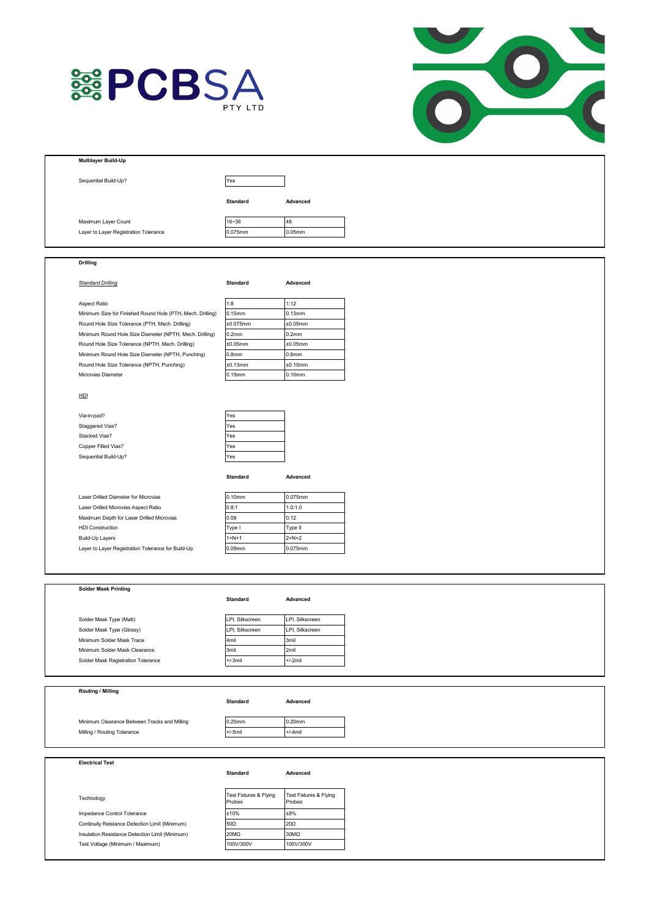## Multilayer Build-Up

| Sequential Build-Up? | Yes | |
|---|---|---|

| | Standard | Advanced |
|---|---|---|
| Maximum Layer Count | 16~36 | 48 |
| Layer to Layer Registration Tolerance | 0.075mm | 0.05mm |

## Drilling

| *Standard Drilling* | Standard | Advanced |
|---|---|---|
| Aspect Ratio | 1:8 | 1:12 |
| Minimum Size for Finished Round Hole (PTH, Mech. Drilling) | 0.15mm | 0.13mm |
| Round Hole Size Tolerance (PTH, Mech. Drilling) | ±0.075mm | ±0.05mm |
| Minimum Round Hole Size Diameter (NPTH, Mech. Drilling) | 0.2mm | 0.2mm |
| Round Hole Size Tolerance (NPTH, Mech. Drilling) | ±0.05mm | ±0.05mm |
| Minimum Round Hole Size Diameter (NPTH, Punching) | 0.8mm | 0.8mm |
| Round Hole Size Tolerance (NPTH, Punching) | ±0.13mm | ±0.10mm |
| Microvias Diameter | 0.15mm | 0.10mm |

*HDI*

| Feature | |
|---|---|
| Via-in-pad? | Yes |
| Staggered Vias? | Yes |
| Stacked Vias? | Yes |
| Copper Filled Vias? | Yes |
| Sequential Build-Up? | Yes |

| | Standard | Advanced |
|---|---|---|
| Laser Drilled Diameter for Microvias | 0.10mm | 0.075mm |
| Laser Drilled Microvias Aspect Ratio | 0.8:1 | 1.0:1.0 |
| Maximum Depth for Laser Drilled Microvias | 0.09 | 0.12 |
| HDI Construction | Type I | Type II |
| Build-Up Layers | 1+N+1 | 2+N+2 |
| Layer to Layer Registration Tolerance for Build-Up | 0.09mm | 0.075mm |

## Solder Mask Printing

| | Standard | Advanced |
|---|---|---|
| Solder Mask Type (Matt) | LPI, Silkscreen | LPI, Silkscreen |
| Solder Mask Type (Glossy) | LPI, Silkscreen | LPI, Silkscreen |
| Minimum Solder Mask Trace | 4mil | 3mil |
| Minimum Solder Mask Clearance | 3mil | 2mil |
| Solder Mask Registration Tolerance | +/-3mil | +/-2mil |

## Routing / Milling

| | Standard | Advanced |
|---|---|---|
| Minimum Clearance Between Tracks and Milling | 0.25mm | 0.20mm |
| Milling / Routing Tolerance | +/-5mil | +/-4mil |

## Electrical Test

| | Standard | Advanced |
|---|---|---|
| Technology | Test Fixtures & Flying Probes | Test Fixtures & Flying Probes |
| Impedance Control Tolerance | ±10% | ±8% |
| Continuity Reistance Detection Limit (Minimum) | 50Ω | 20Ω |
| Insulation Resistance Detection Limit (Minimum) | 20MΩ | 30MΩ |
| Test Voltage (Minimum / Maximum) | 100V/300V | 100V/300V |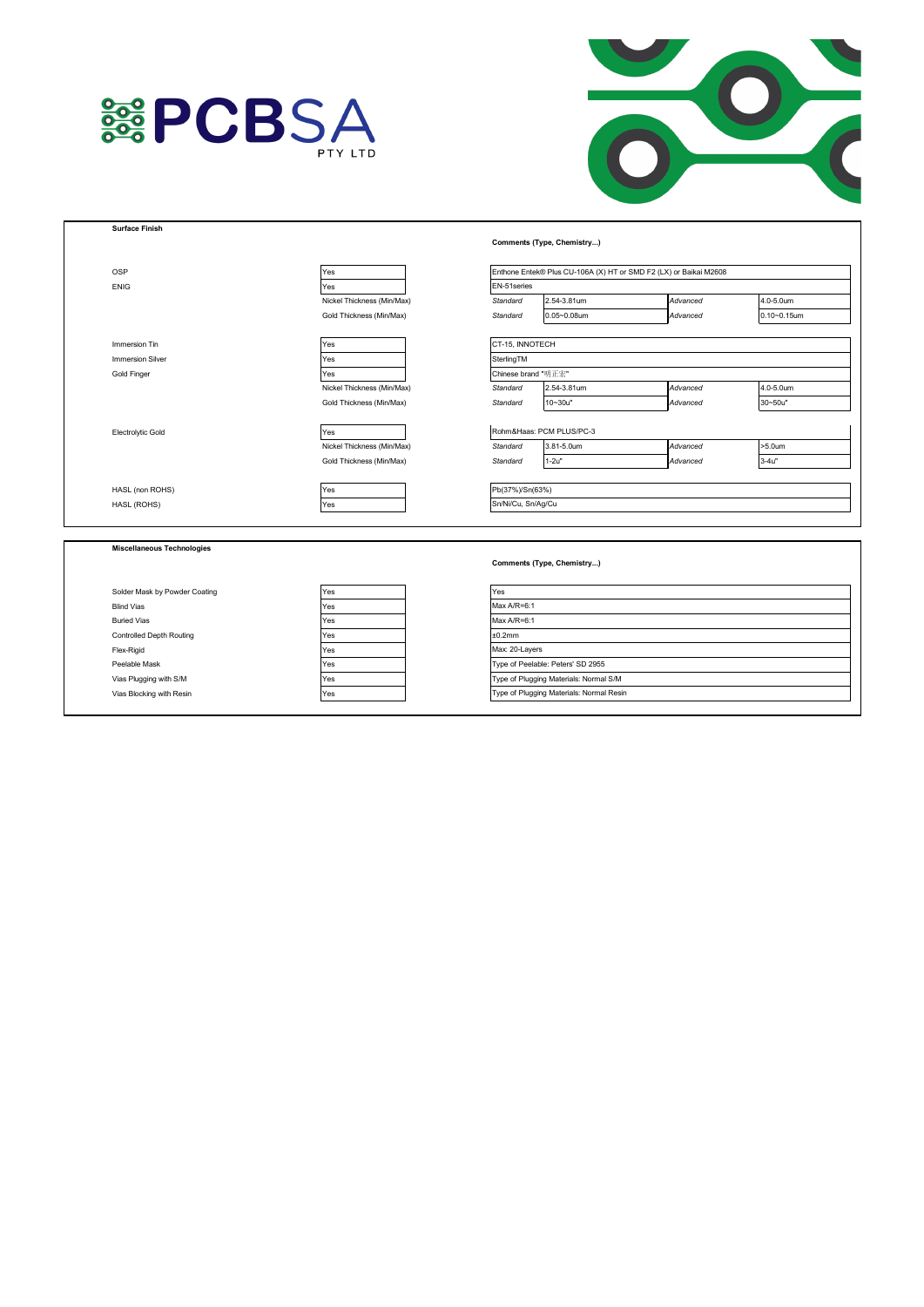**PCBSA** PTY LTD

## Surface Finish

| | | Comments (Type, Chemistry...) | | | |
|---|---|---|---|---|---|
| OSP | Yes | Enthone Entek® Plus CU-106A (X) HT or SMD F2 (LX) or Baikai M2608 | | | |
| ENIG | Yes | EN-51series | | | |
| | Nickel Thickness (Min/Max) | *Standard* | 2.54-3.81um | *Advanced* | 4.0-5.0um |
| | Gold Thickness (Min/Max) | *Standard* | 0.05~0.08um | *Advanced* | 0.10~0.15um |
| Immersion Tin | Yes | CT-15, INNOTECH | | | |
| Immersion Silver | Yes | SterlingTM | | | |
| Gold Finger | Yes | Chinese brand "明正宏" | | | |
| | Nickel Thickness (Min/Max) | *Standard* | 2.54-3.81um | *Advanced* | 4.0-5.0um |
| | Gold Thickness (Min/Max) | *Standard* | 10~30u" | *Advanced* | 30~50u" |
| Electrolytic Gold | Yes | Rohm&Haas: PCM PLUS/PC-3 | | | |
| | Nickel Thickness (Min/Max) | *Standard* | 3.81-5.0um | *Advanced* | >5.0um |
| | Gold Thickness (Min/Max) | *Standard* | 1-2u" | *Advanced* | 3-4u" |
| HASL (non ROHS) | Yes | Pb(37%)/Sn(63%) | | | |
| HASL (ROHS) | Yes | Sn/Ni/Cu, Sn/Ag/Cu | | | |

## Miscellaneous Technologies

| | | Comments (Type, Chemistry...) |
|---|---|---|
| Solder Mask by Powder Coating | Yes | Yes |
| Blind Vias | Yes | Max A/R=6:1 |
| Buried Vias | Yes | Max A/R=6:1 |
| Controlled Depth Routing | Yes | ±0.2mm |
| Flex-Rigid | Yes | Max: 20-Layers |
| Peelable Mask | Yes | Type of Peelable: Peters' SD 2955 |
| Vias Plugging with S/M | Yes | Type of Plugging Materials: Normal S/M |
| Vias Blocking with Resin | Yes | Type of Plugging Materials: Normal Resin |